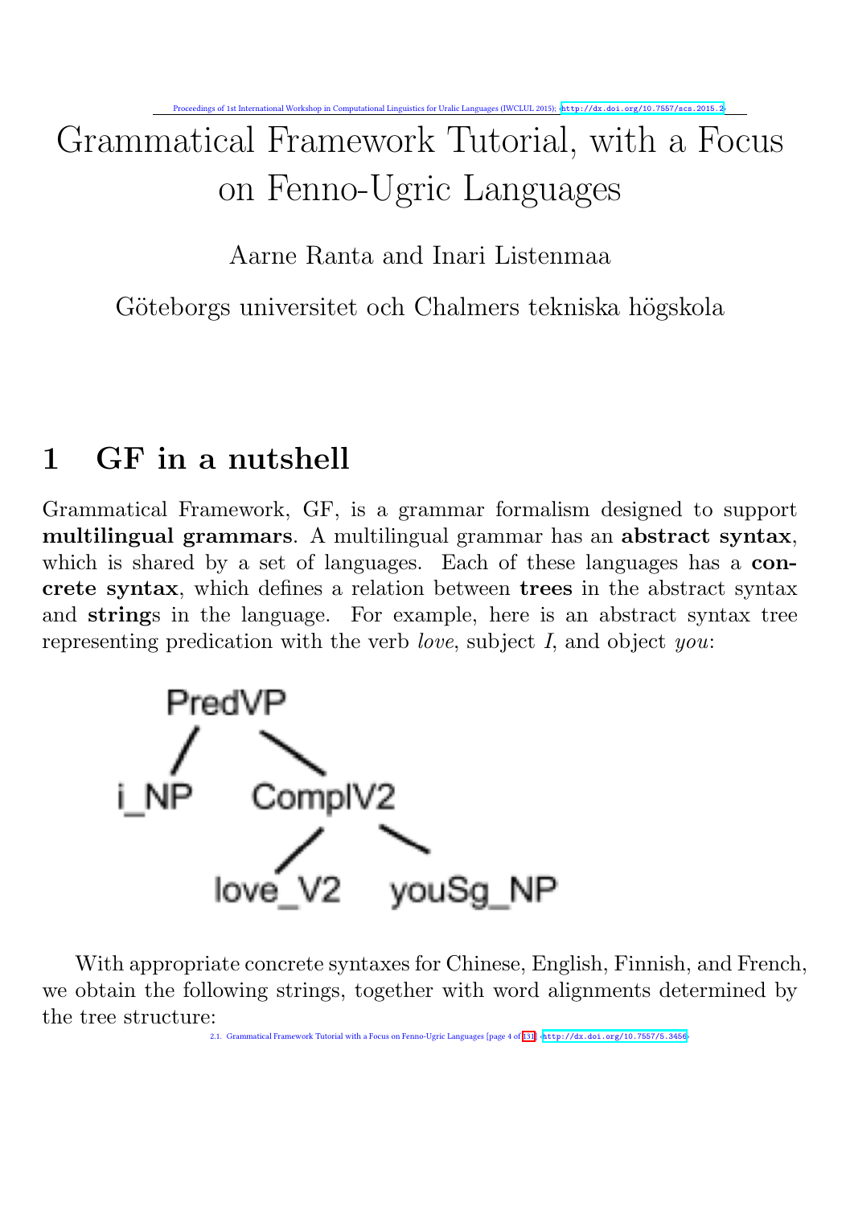# Grammatical Framework Tutorial, with a Focus on Fenno-Ugric Languages

Aarne Ranta and Inari Listenmaa

Göteborgs universitet och Chalmers tekniska högskola

## 1 GF in a nutshell

Grammatical Framework, GF, is a grammar formalism designed to support **multilingual grammars**. A multilingual grammar has an **abstract syntax**, which is shared by a set of languages. Each of these languages has a **concrete syntax**, which defines a relation between **trees** in the abstract syntax and **string**s in the language. For example, here is an abstract syntax tree representing predication with the verb *love*, subject *I*, and object *you*:

```
        PredVP
       /      \
    i_NP     ComplV2
             /      \
        love_V2   youSg_NP
```

With appropriate concrete syntaxes for Chinese, English, Finnish, and French, we obtain the following strings, together with word alignments determined by the tree structure: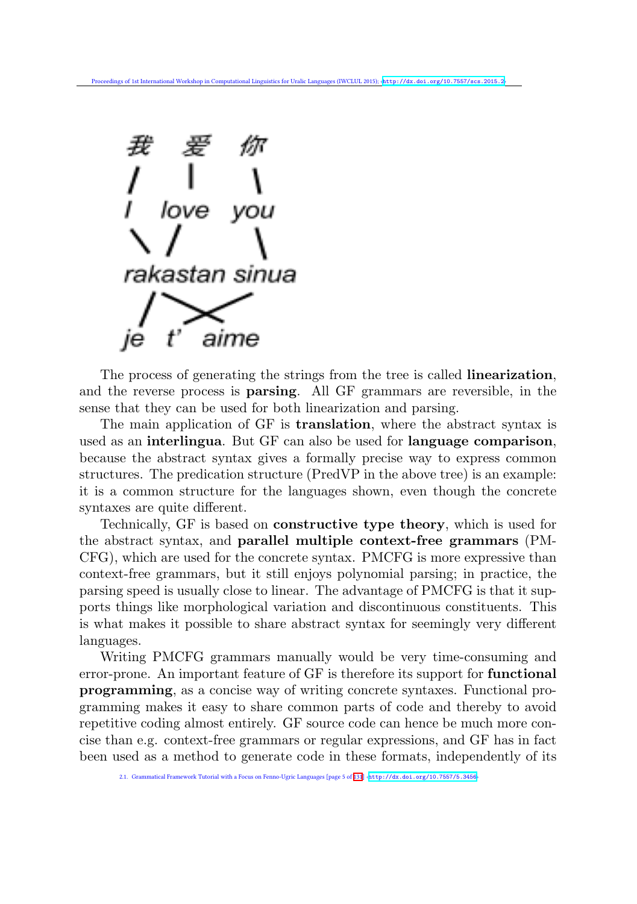```
我    爱    你
|     |     |
I   love   you
 \  /       |
rakastan sinua
 /   \  /
je   t'  aime
```

The process of generating the strings from the tree is called **linearization**, and the reverse process is **parsing**. All GF grammars are reversible, in the sense that they can be used for both linearization and parsing.

The main application of GF is **translation**, where the abstract syntax is used as an **interlingua**. But GF can also be used for **language comparison**, because the abstract syntax gives a formally precise way to express common structures. The predication structure (PredVP in the above tree) is an example: it is a common structure for the languages shown, even though the concrete syntaxes are quite different.

Technically, GF is based on **constructive type theory**, which is used for the abstract syntax, and **parallel multiple context-free grammars** (PMCFG), which are used for the concrete syntax. PMCFG is more expressive than context-free grammars, but it still enjoys polynomial parsing; in practice, the parsing speed is usually close to linear. The advantage of PMCFG is that it supports things like morphological variation and discontinuous constituents. This is what makes it possible to share abstract syntax for seemingly very different languages.

Writing PMCFG grammars manually would be very time-consuming and error-prone. An important feature of GF is therefore its support for **functional programming**, as a concise way of writing concrete syntaxes. Functional programming makes it easy to share common parts of code and thereby to avoid repetitive coding almost entirely. GF source code can hence be much more concise than e.g. context-free grammars or regular expressions, and GF has in fact been used as a method to generate code in these formats, independently of its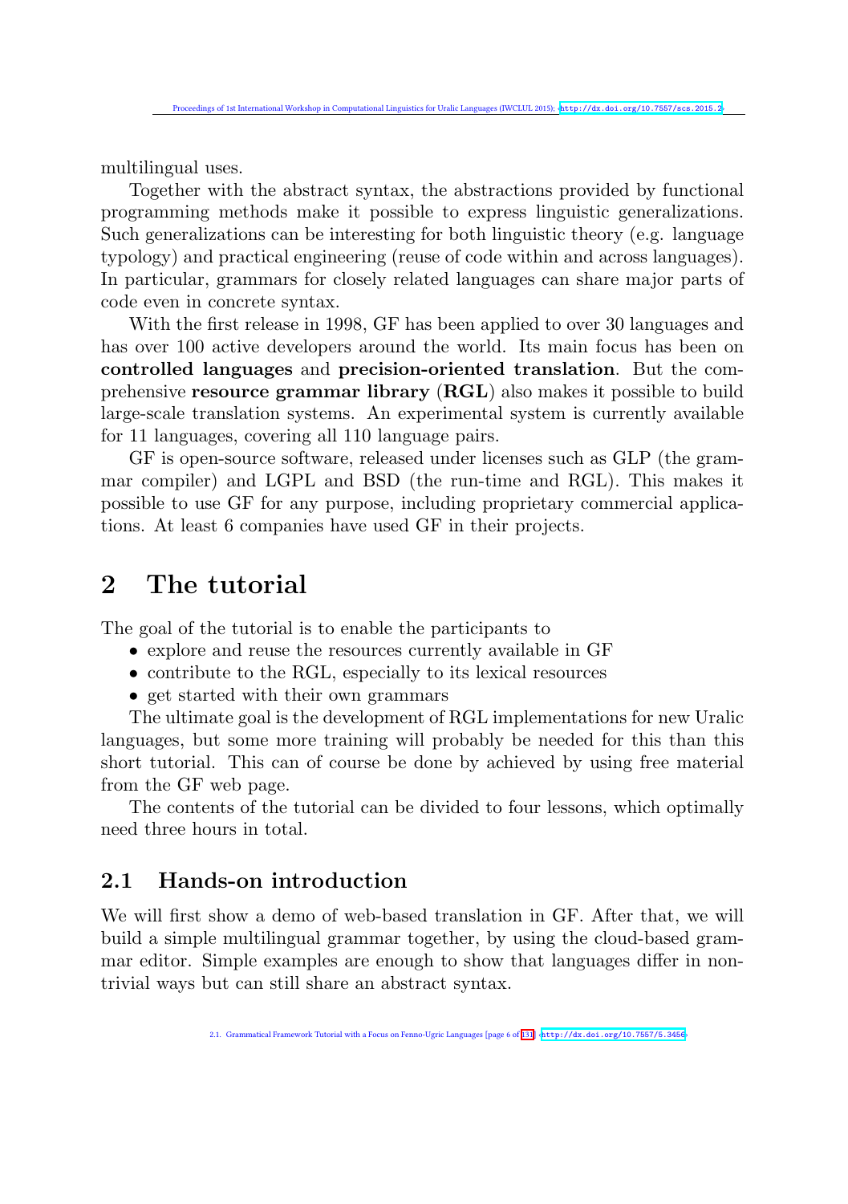multilingual uses.

Together with the abstract syntax, the abstractions provided by functional programming methods make it possible to express linguistic generalizations. Such generalizations can be interesting for both linguistic theory (e.g. language typology) and practical engineering (reuse of code within and across languages). In particular, grammars for closely related languages can share major parts of code even in concrete syntax.

With the first release in 1998, GF has been applied to over 30 languages and has over 100 active developers around the world. Its main focus has been on **controlled languages** and **precision-oriented translation**. But the comprehensive **resource grammar library** (**RGL**) also makes it possible to build large-scale translation systems. An experimental system is currently available for 11 languages, covering all 110 language pairs.

GF is open-source software, released under licenses such as GLP (the grammar compiler) and LGPL and BSD (the run-time and RGL). This makes it possible to use GF for any purpose, including proprietary commercial applications. At least 6 companies have used GF in their projects.

## 2 The tutorial

The goal of the tutorial is to enable the participants to

- explore and reuse the resources currently available in GF
- contribute to the RGL, especially to its lexical resources
- get started with their own grammars

The ultimate goal is the development of RGL implementations for new Uralic languages, but some more training will probably be needed for this than this short tutorial. This can of course be done by achieved by using free material from the GF web page.

The contents of the tutorial can be divided to four lessons, which optimally need three hours in total.

### 2.1 Hands-on introduction

We will first show a demo of web-based translation in GF. After that, we will build a simple multilingual grammar together, by using the cloud-based grammar editor. Simple examples are enough to show that languages differ in non-trivial ways but can still share an abstract syntax.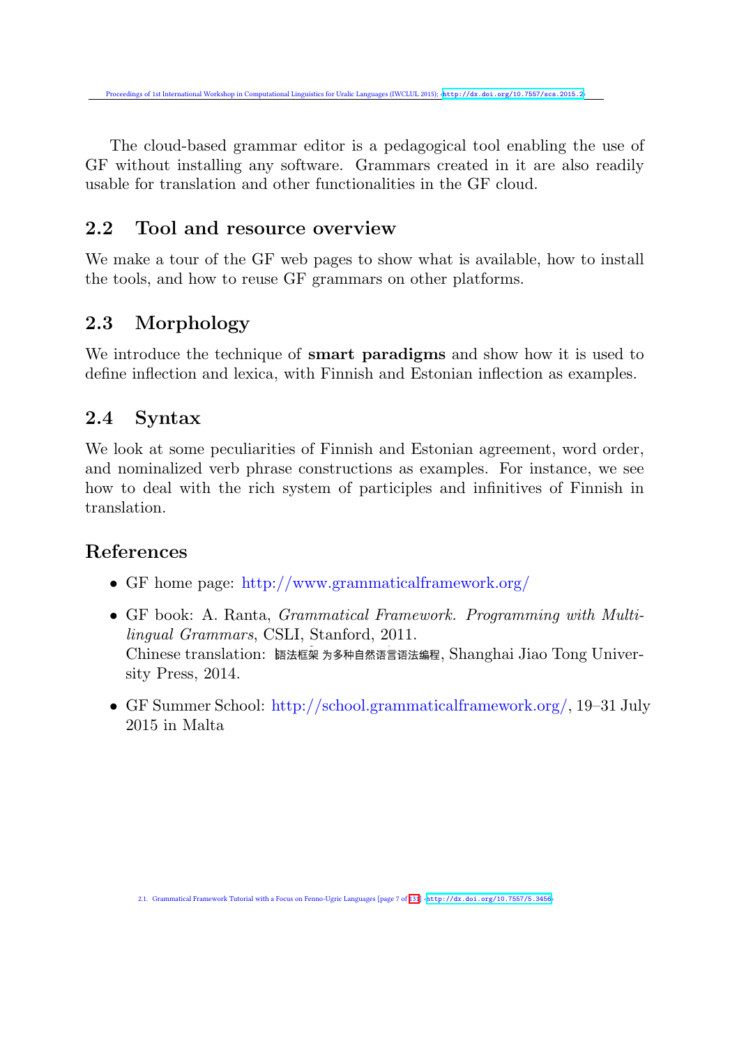The cloud-based grammar editor is a pedagogical tool enabling the use of GF without installing any software. Grammars created in it are also readily usable for translation and other functionalities in the GF cloud.

## 2.2 Tool and resource overview

We make a tour of the GF web pages to show what is available, how to install the tools, and how to reuse GF grammars on other platforms.

## 2.3 Morphology

We introduce the technique of **smart paradigms** and show how it is used to define inflection and lexica, with Finnish and Estonian inflection as examples.

## 2.4 Syntax

We look at some peculiarities of Finnish and Estonian agreement, word order, and nominalized verb phrase constructions as examples. For instance, we see how to deal with the rich system of participles and infinitives of Finnish in translation.

## References

- GF home page: http://www.grammaticalframework.org/
- GF book: A. Ranta, *Grammatical Framework. Programming with Multilingual Grammars*, CSLI, Stanford, 2011.
  Chinese translation: 語法框架 为多种自然语言语法编程, Shanghai Jiao Tong University Press, 2014.
- GF Summer School: http://school.grammaticalframework.org/, 19–31 July 2015 in Malta